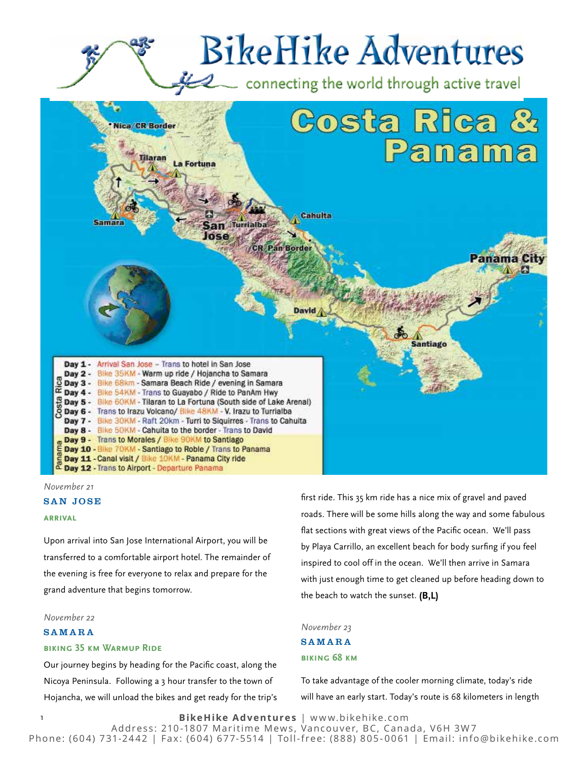# BikeHike Adventures

connecting the world through active travel

## Costa Rica & Panama

Nica/CR Border

Tilaran

La Fortuna

Samara

San Jose

Turrialba

Cahulta

CR Pan Border

Panama City

David

Santiago

| | | |
|---|---|---|
| Costa Rica | Day 1 - | Arrival San Jose - Trans to hotel in San Jose |
| | Day 2 - | Bike 35KM - Warm up ride / Hojancha to Samara |
| | Day 3 - | Bike 68km - Samara Beach Ride / evening in Samara |
| | Day 4 - | Bike 54KM - Trans to Guayabo / Ride to PanAm Hwy |
| | Day 5 - | Bike 60KM - Tilaran to La Fortuna (South side of Lake Arenal) |
| | Day 6 - | Trans to Irazu Volcano/ Bike 48KM - V. Irazu to Turrialba |
| | Day 7 - | Bike 30KM - Raft 20km - Turri to Siquirres - Trans to Cahuita |
| | Day 8 - | Bike 50KM - Cahuita to the border - Trans to David |
| Panama | Day 9 - | Trans to Morales / Bike 90KM to Santiago |
| | Day 10 - | Bike 70KM - Santiago to Roble / Trans to Panama |
| | Day 11 - | Canal visit / Bike 10KM - Panama City ride |
| | Day 12 - | Trans to Airport - Departure Panama |

*November 21*

### SAN JOSE

#### ARRIVAL

Upon arrival into San Jose International Airport, you will be transferred to a comfortable airport hotel. The remainder of the evening is free for everyone to relax and prepare for the grand adventure that begins tomorrow.

*November 22*

### SAMARA

#### BIKING 35 KM WARMUP RIDE

Our journey begins by heading for the Pacific coast, along the Nicoya Peninsula. Following a 3 hour transfer to the town of Hojancha, we will unload the bikes and get ready for the trip's first ride. This 35 km ride has a nice mix of gravel and paved roads. There will be some hills along the way and some fabulous flat sections with great views of the Pacific ocean. We'll pass by Playa Carrillo, an excellent beach for body surfing if you feel inspired to cool off in the ocean. We'll then arrive in Samara with just enough time to get cleaned up before heading down to the beach to watch the sunset. **(B,L)**

*November 23*

### SAMARA

#### BIKING 68 KM

To take advantage of the cooler morning climate, today's ride will have an early start. Today's route is 68 kilometers in length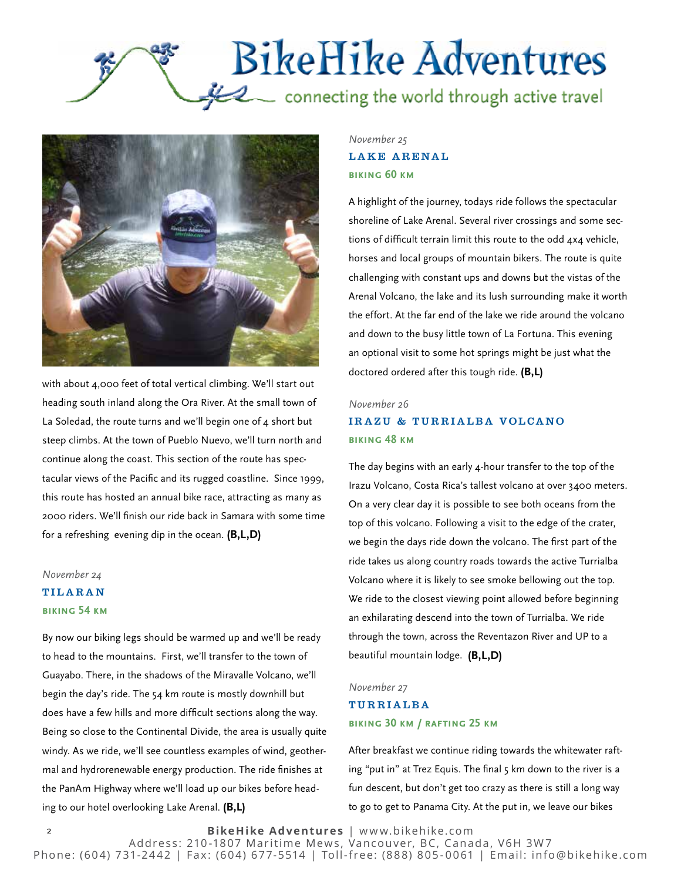with about 4,000 feet of total vertical climbing. We'll start out heading south inland along the Ora River. At the small town of La Soledad, the route turns and we'll begin one of 4 short but steep climbs. At the town of Pueblo Nuevo, we'll turn north and continue along the coast. This section of the route has spectacular views of the Pacific and its rugged coastline. Since 1999, this route has hosted an annual bike race, attracting as many as 2000 riders. We'll finish our ride back in Samara with some time for a refreshing evening dip in the ocean. **(B,L,D)**

*November 24*

## TILARAN

### BIKING 54 KM

By now our biking legs should be warmed up and we'll be ready to head to the mountains. First, we'll transfer to the town of Guayabo. There, in the shadows of the Miravalle Volcano, we'll begin the day's ride. The 54 km route is mostly downhill but does have a few hills and more difficult sections along the way. Being so close to the Continental Divide, the area is usually quite windy. As we ride, we'll see countless examples of wind, geothermal and hydrorenewable energy production. The ride finishes at the PanAm Highway where we'll load up our bikes before heading to our hotel overlooking Lake Arenal. **(B,L)**

*November 25*

## LAKE ARENAL

### BIKING 60 KM

A highlight of the journey, todays ride follows the spectacular shoreline of Lake Arenal. Several river crossings and some sections of difficult terrain limit this route to the odd 4x4 vehicle, horses and local groups of mountain bikers. The route is quite challenging with constant ups and downs but the vistas of the Arenal Volcano, the lake and its lush surrounding make it worth the effort. At the far end of the lake we ride around the volcano and down to the busy little town of La Fortuna. This evening an optional visit to some hot springs might be just what the doctored ordered after this tough ride. **(B,L)**

*November 26*

## IRAZU & TURRIALBA VOLCANO

### BIKING 48 KM

The day begins with an early 4-hour transfer to the top of the Irazu Volcano, Costa Rica's tallest volcano at over 3400 meters. On a very clear day it is possible to see both oceans from the top of this volcano. Following a visit to the edge of the crater, we begin the days ride down the volcano. The first part of the ride takes us along country roads towards the active Turrialba Volcano where it is likely to see smoke bellowing out the top. We ride to the closest viewing point allowed before beginning an exhilarating descend into the town of Turrialba. We ride through the town, across the Reventazon River and UP to a beautiful mountain lodge. **(B,L,D)**

*November 27*

## TURRIALBA

### BIKING 30 KM / RAFTING 25 KM

After breakfast we continue riding towards the whitewater rafting "put in" at Trez Equis. The final 5 km down to the river is a fun descent, but don't get too crazy as there is still a long way to go to get to Panama City. At the put in, we leave our bikes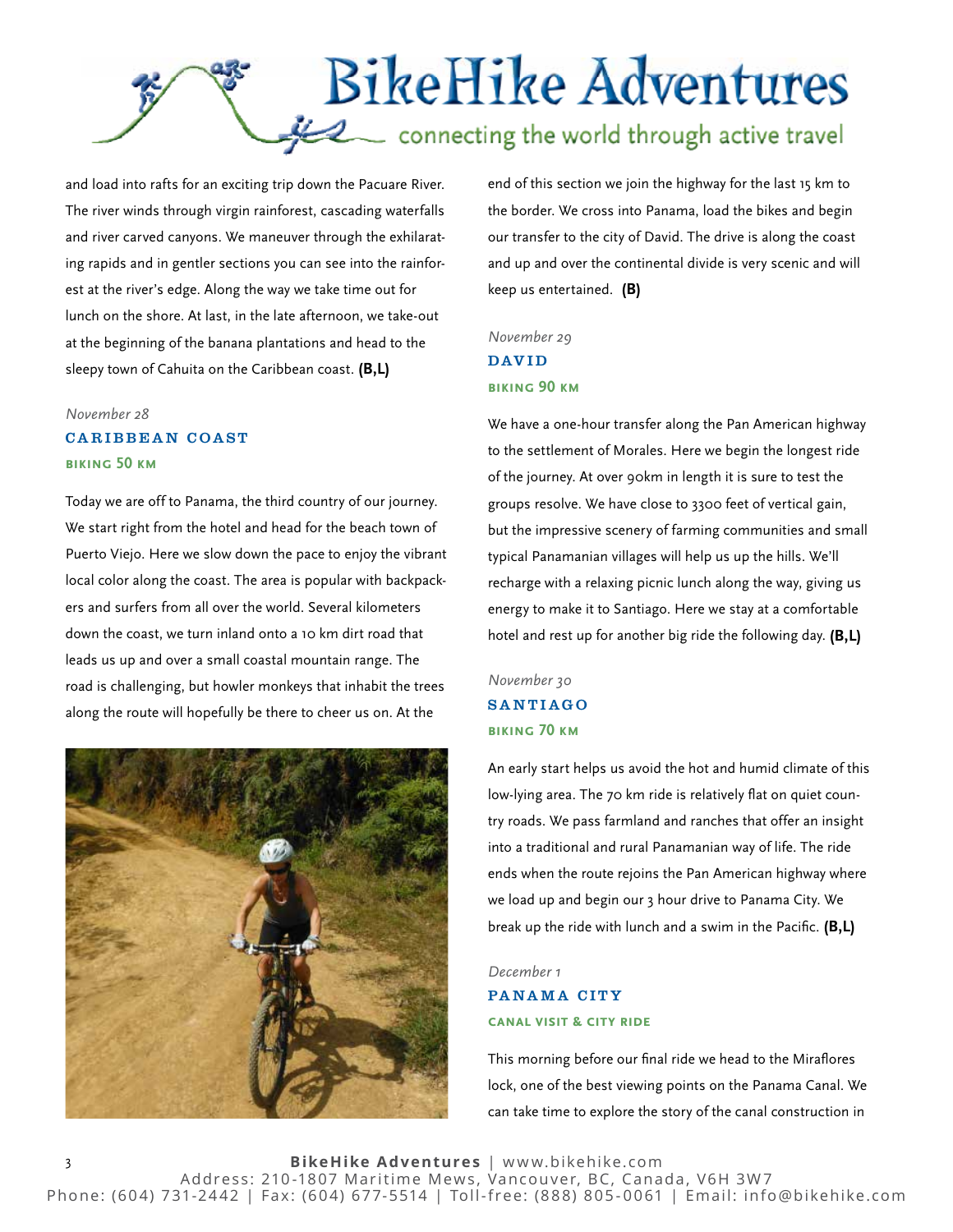and load into rafts for an exciting trip down the Pacuare River. The river winds through virgin rainforest, cascading waterfalls and river carved canyons. We maneuver through the exhilarating rapids and in gentler sections you can see into the rainforest at the river's edge. Along the way we take time out for lunch on the shore. At last, in the late afternoon, we take-out at the beginning of the banana plantations and head to the sleepy town of Cahuita on the Caribbean coast. **(B,L)**

*November 28*

## CARIBBEAN COAST

### BIKING 50 KM

Today we are off to Panama, the third country of our journey. We start right from the hotel and head for the beach town of Puerto Viejo. Here we slow down the pace to enjoy the vibrant local color along the coast. The area is popular with backpackers and surfers from all over the world. Several kilometers down the coast, we turn inland onto a 10 km dirt road that leads us up and over a small coastal mountain range. The road is challenging, but howler monkeys that inhabit the trees along the route will hopefully be there to cheer us on. At the end of this section we join the highway for the last 15 km to the border. We cross into Panama, load the bikes and begin our transfer to the city of David. The drive is along the coast and up and over the continental divide is very scenic and will keep us entertained. **(B)**

*November 29*

## DAVID

### BIKING 90 KM

We have a one-hour transfer along the Pan American highway to the settlement of Morales. Here we begin the longest ride of the journey. At over 90km in length it is sure to test the groups resolve. We have close to 3300 feet of vertical gain, but the impressive scenery of farming communities and small typical Panamanian villages will help us up the hills. We'll recharge with a relaxing picnic lunch along the way, giving us energy to make it to Santiago. Here we stay at a comfortable hotel and rest up for another big ride the following day. **(B,L)**

*November 30*

## SANTIAGO

### BIKING 70 KM

An early start helps us avoid the hot and humid climate of this low-lying area. The 70 km ride is relatively flat on quiet country roads. We pass farmland and ranches that offer an insight into a traditional and rural Panamanian way of life. The ride ends when the route rejoins the Pan American highway where we load up and begin our 3 hour drive to Panama City. We break up the ride with lunch and a swim in the Pacific. **(B,L)**

*December 1*

## PANAMA CITY

### CANAL VISIT & CITY RIDE

This morning before our final ride we head to the Miraflores lock, one of the best viewing points on the Panama Canal. We can take time to explore the story of the canal construction in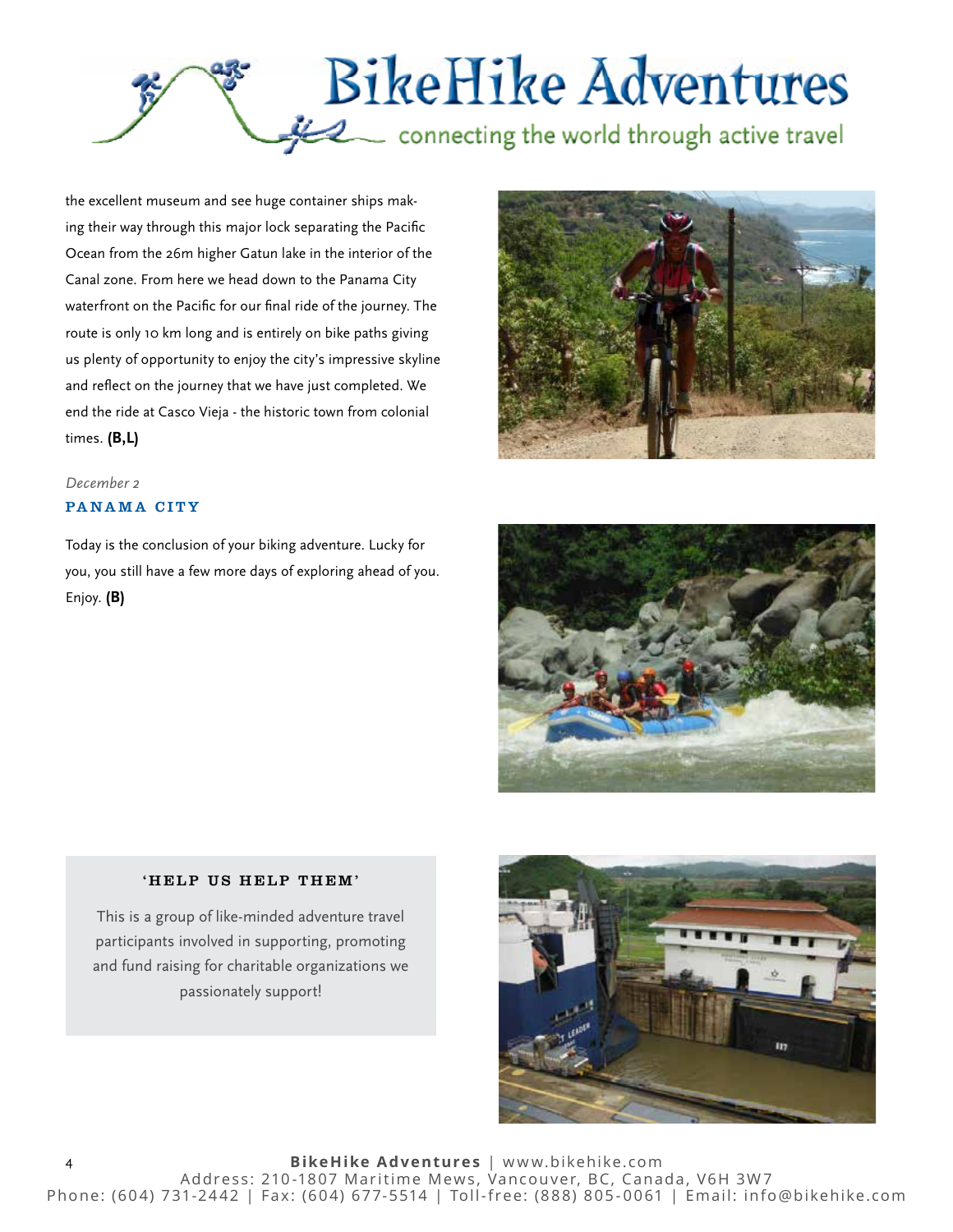the excellent museum and see huge container ships making their way through this major lock separating the Pacific Ocean from the 26m higher Gatun lake in the interior of the Canal zone. From here we head down to the Panama City waterfront on the Pacific for our final ride of the journey. The route is only 10 km long and is entirely on bike paths giving us plenty of opportunity to enjoy the city's impressive skyline and reflect on the journey that we have just completed. We end the ride at Casco Vieja - the historic town from colonial times. **(B,L)**

*December 2*

### PANAMA CITY

Today is the conclusion of your biking adventure. Lucky for you, you still have a few more days of exploring ahead of you. Enjoy. **(B)**

#### 'HELP US HELP THEM'

This is a group of like-minded adventure travel participants involved in supporting, promoting and fund raising for charitable organizations we passionately support!